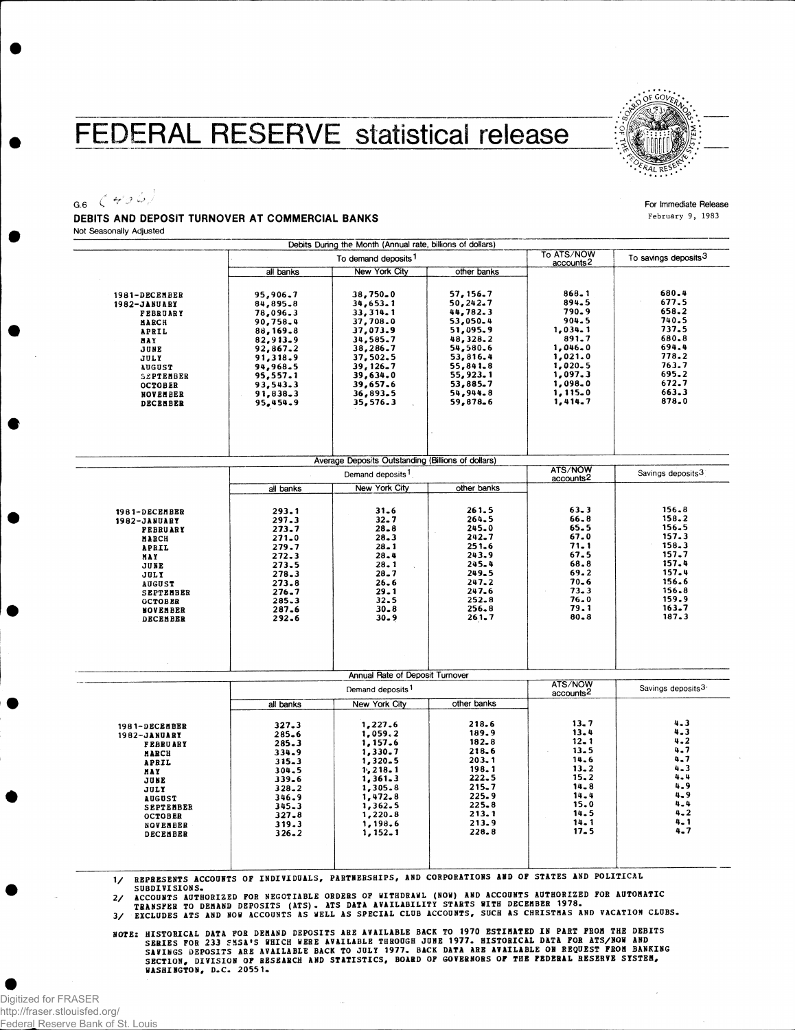# FEDERAL RESERVE statistical release

G.6 (405)

For Immediate Release
February 9, 1983

## DEBITS AND DEPOSIT TURNOVER AT COMMERCIAL BANKS

Not Seasonally Adjusted

| | Debits During the Month (Annual rate, billions of dollars) | | | | |
|---|---|---|---|---|---|
| | To demand deposits[1] | | | To ATS/NOW accounts[2] | To savings deposits[3] |
| | all banks | New York City | other banks | | |
| 1981-DECEMBER | 95,906.7 | 38,750.0 | 57,156.7 | 868.1 | 680.4 |
| 1982-JANUARY | 84,895.8 | 34,653.1 | 50,242.7 | 894.5 | 677.5 |
| FEBRUARY | 78,096.3 | 33,314.1 | 44,782.3 | 790.9 | 658.2 |
| MARCH | 90,758.4 | 37,708.0 | 53,050.4 | 904.5 | 740.5 |
| APRIL | 88,169.8 | 37,073.9 | 51,095.9 | 1,034.1 | 737.5 |
| MAY | 82,913.9 | 34,585.7 | 48,328.2 | 891.7 | 680.8 |
| JUNE | 92,867.2 | 38,286.7 | 54,580.6 | 1,046.0 | 694.4 |
| JULY | 91,318.9 | 37,502.5 | 53,816.4 | 1,021.0 | 778.2 |
| AUGUST | 94,968.5 | 39,126.7 | 55,841.8 | 1,020.5 | 763.7 |
| SEPTEMBER | 95,557.1 | 39,634.0 | 55,923.1 | 1,097.3 | 695.2 |
| OCTOBER | 93,543.3 | 39,657.6 | 53,885.7 | 1,098.0 | 672.7 |
| NOVEMBER | 91,838.3 | 36,893.5 | 54,944.8 | 1,115.0 | 663.3 |
| DECEMBER | 95,454.9 | 35,576.3 | 59,878.6 | 1,414.7 | 878.0 |

| | Average Deposits Outstanding (Billions of dollars) | | | | |
|---|---|---|---|---|---|
| | Demand deposits[1] | | | ATS/NOW accounts[2] | Savings deposits[3] |
| | all banks | New York City | other banks | | |
| 1981-DECEMBER | 293.1 | 31.6 | 261.5 | 63.3 | 156.8 |
| 1982-JANUARY | 297.3 | 32.7 | 264.5 | 66.8 | 158.2 |
| FEBRUARY | 273.7 | 28.8 | 245.0 | 65.5 | 156.5 |
| MARCH | 271.0 | 28.3 | 242.7 | 67.0 | 157.3 |
| APRIL | 279.7 | 28.1 | 251.6 | 71.1 | 158.3 |
| MAY | 272.3 | 28.4 | 243.9 | 67.5 | 157.7 |
| JUNE | 273.5 | 28.1 | 245.4 | 68.8 | 157.4 |
| JULY | 278.3 | 28.7 | 249.5 | 69.2 | 157.4 |
| AUGUST | 273.8 | 26.6 | 247.2 | 70.6 | 156.6 |
| SEPTEMBER | 276.7 | 29.1 | 247.6 | 73.3 | 156.8 |
| OCTOBER | 285.3 | 32.5 | 252.8 | 76.0 | 159.9 |
| NOVEMBER | 287.6 | 30.8 | 256.8 | 79.1 | 163.7 |
| DECEMBER | 292.6 | 30.9 | 261.7 | 80.8 | 187.3 |

| | Annual Rate of Deposit Turnover | | | | |
|---|---|---|---|---|---|
| | Demand deposits[1] | | | ATS/NOW accounts[2] | Savings deposits[3] |
| | all banks | New York City | other banks | | |
| 1981-DECEMBER | 327.3 | 1,227.6 | 218.6 | 13.7 | 4.3 |
| 1982-JANUARY | 285.6 | 1,059.2 | 189.9 | 13.4 | 4.3 |
| FEBRUARY | 285.3 | 1,157.6 | 182.8 | 12.1 | 4.2 |
| MARCH | 334.9 | 1,330.7 | 218.6 | 13.5 | 4.7 |
| APRIL | 315.3 | 1,320.5 | 203.1 | 14.6 | 4.7 |
| MAY | 304.5 | 1,218.1 | 198.1 | 13.2 | 4.3 |
| JUNE | 339.6 | 1,361.3 | 222.5 | 15.2 | 4.4 |
| JULY | 328.2 | 1,305.8 | 215.7 | 14.8 | 4.9 |
| AUGUST | 346.9 | 1,472.8 | 225.9 | 14.4 | 4.9 |
| SEPTEMBER | 345.3 | 1,362.5 | 225.8 | 15.0 | 4.4 |
| OCTOBER | 327.8 | 1,220.8 | 213.1 | 14.5 | 4.2 |
| NOVEMBER | 319.3 | 1,198.6 | 213.9 | 14.1 | 4.1 |
| DECEMBER | 326.2 | 1,152.1 | 228.8 | 17.5 | 4.7 |

1/ REPRESENTS ACCOUNTS OF INDIVIDUALS, PARTNERSHIPS, AND CORPORATIONS AND OF STATES AND POLITICAL SUBDIVISIONS.

2/ ACCOUNTS AUTHORIZED FOR NEGOTIABLE ORDERS OF WITHDRAWL (NOW) AND ACCOUNTS AUTHORIZED FOR AUTOMATIC TRANSFER TO DEMAND DEPOSITS (ATS). ATS DATA AVAILABILITY STARTS WITH DECEMBER 1978.

3/ EXCLUDES ATS AND NOW ACCOUNTS AS WELL AS SPECIAL CLUB ACCOUNTS, SUCH AS CHRISTMAS AND VACATION CLUBS.

NOTE: HISTORICAL DATA FOR DEMAND DEPOSITS ARE AVAILABLE BACK TO 1970 ESTIMATED IN PART FROM THE DEBITS SERIES FOR 233 SMSA'S WHICH WERE AVAILABLE THROUGH JUNE 1977. HISTORICAL DATA FOR ATS/NOW AND SAVINGS DEPOSITS ARE AVAILABLE BACK TO JULY 1977. BACK DATA ARE AVAILABLE ON REQUEST FROM BANKING SECTION, DIVISION OF RESEARCH AND STATISTICS, BOARD OF GOVERNORS OF THE FEDERAL RESERVE SYSTEM, WASHINGTON, D.C. 20551.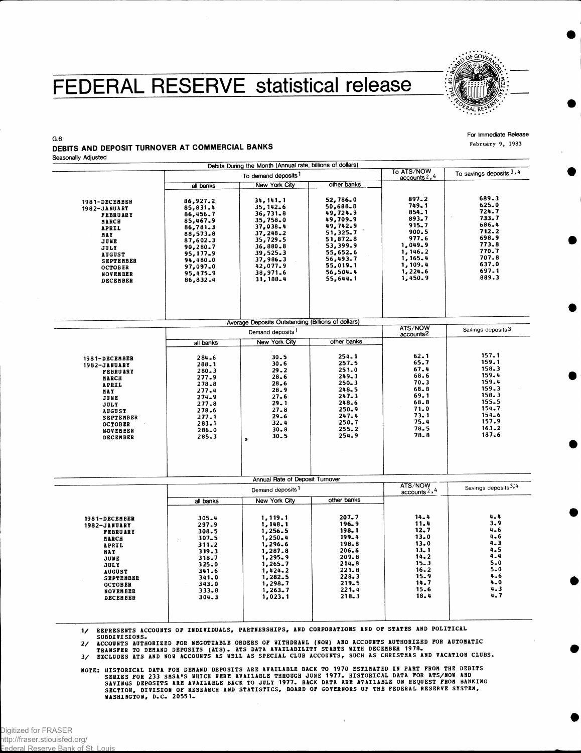# FEDERAL RESERVE statistical release

G.6

**DEBITS AND DEPOSIT TURNOVER AT COMMERCIAL BANKS**

Seasonally Adjusted

For Immediate Release
February 9, 1983

| | Debits During the Month (Annual rate, billions of dollars) | | | | |
|---|---|---|---|---|---|
| | To demand deposits[1] | | | To ATS/NOW accounts[2,4] | To savings deposits[3,4] |
| | all banks | New York City | other banks | | |
| 1981-DECEMBER | 86,927.2 | 34,141.1 | 52,786.0 | 897.2 | 689.3 |
| 1982-JANUARY | 85,831.4 | 35,142.6 | 50,688.8 | 749.1 | 625.0 |
| FEBRUARY | 86,456.7 | 36,731.8 | 49,724.9 | 854.1 | 724.7 |
| MARCH | 85,467.9 | 35,758.0 | 49,709.9 | 893.7 | 733.7 |
| APRIL | 86,781.3 | 37,038.4 | 49,742.9 | 915.7 | 686.4 |
| MAY | 88,573.8 | 37,248.2 | 51,325.7 | 900.5 | 712.2 |
| JUNE | 87,602.3 | 35,729.5 | 51,872.8 | 977.6 | 698.9 |
| JULY | 90,280.7 | 36,880.8 | 53,399.9 | 1,049.9 | 773.8 |
| AUGUST | 95,177.9 | 39,525.3 | 55,652.6 | 1,146.2 | 770.7 |
| SEPTEMBER | 94,480.0 | 37,986.3 | 56,493.7 | 1,165.4 | 707.8 |
| OCTOBER | 97,097.0 | 42,077.9 | 55,019.1 | 1,109.4 | 637.0 |
| NOVEMBER | 95,475.9 | 38,971.6 | 56,504.4 | 1,224.6 | 697.1 |
| DECEMBER | 86,832.4 | 31,188.4 | 55,644.1 | 1,450.9 | 889.3 |

| | Average Deposits Outstanding (Billions of dollars) | | | | |
|---|---|---|---|---|---|
| | Demand deposits[1] | | | ATS/NOW accounts[2] | Savings deposits[3] |
| | all banks | New York City | other banks | | |
| 1981-DECEMBER | 284.6 | 30.5 | 254.1 | 62.1 | 157.1 |
| 1982-JANUARY | 288.1 | 30.6 | 257.5 | 65.7 | 159.1 |
| FEBRUARY | 280.3 | 29.2 | 251.0 | 67.4 | 158.3 |
| MARCH | 277.9 | 28.6 | 249.3 | 68.6 | 159.4 |
| APRIL | 278.8 | 28.6 | 250.3 | 70.3 | 159.4 |
| MAY | 277.4 | 28.9 | 248.5 | 68.8 | 159.3 |
| JUNE | 274.9 | 27.6 | 247.3 | 69.1 | 158.3 |
| JULY | 277.8 | 29.1 | 248.6 | 68.8 | 155.5 |
| AUGUST | 278.6 | 27.8 | 250.9 | 71.0 | 154.7 |
| SEPTEMBER | 277.1 | 29.6 | 247.4 | 73.1 | 154.6 |
| OCTOBER | 283.1 | 32.4 | 250.7 | 75.4 | 157.9 |
| NOVEMBER | 286.0 | 30.8 | 255.2 | 78.5 | 163.2 |
| DECEMBER | 285.3 | 30.5 | 254.9 | 78.8 | 187.6 |

| | Annual Rate of Deposit Turnover | | | | |
|---|---|---|---|---|---|
| | Demand deposits[1] | | | ATS/NOW accounts[2,4] | Savings deposits[3,4] |
| | all banks | New York City | other banks | | |
| 1981-DECEMBER | 305.4 | 1,119.1 | 207.7 | 14.4 | 4.4 |
| 1982-JANUARY | 297.9 | 1,148.1 | 196.9 | 11.4 | 3.9 |
| FEBRUARY | 308.5 | 1,256.5 | 198.1 | 12.7 | 4.6 |
| MARCH | 307.5 | 1,250.4 | 199.4 | 13.0 | 4.6 |
| APRIL | 311.2 | 1,296.6 | 198.8 | 13.0 | 4.3 |
| MAY | 319.3 | 1,287.8 | 206.6 | 13.1 | 4.5 |
| JUNE | 318.7 | 1,295.9 | 209.8 | 14.2 | 4.4 |
| JULY | 325.0 | 1,265.7 | 214.8 | 15.3 | 5.0 |
| AUGUST | 341.6 | 1,424.2 | 221.8 | 16.2 | 5.0 |
| SEPTEMBER | 341.0 | 1,282.5 | 228.3 | 15.9 | 4.6 |
| OCTOBER | 343.0 | 1,298.7 | 219.5 | 14.7 | 4.0 |
| NOVEMBER | 333.8 | 1,263.7 | 221.4 | 15.6 | 4.3 |
| DECEMBER | 304.3 | 1,023.1 | 218.3 | 18.4 | 4.7 |

1/ REPRESENTS ACCOUNTS OF INDIVIDUALS, PARTNERSHIPS, AND CORPORATIONS AND OF STATES AND POLITICAL SUBDIVISIONS.

2/ ACCOUNTS AUTHORIZED FOR NEGOTIABLE ORDERS OF WITHDRAWL (NOW) AND ACCOUNTS AUTHORIZED FOR AUTOMATIC TRANSFER TO DEMAND DEPOSITS (ATS). ATS DATA AVAILABILITY STARTS WITH DECEMBER 1978.

3/ EXCLUDES ATS AND NOW ACCOUNTS AS WELL AS SPECIAL CLUB ACCOUNTS, SUCH AS CHRISTMAS AND VACATION CLUBS.

NOTE: HISTORICAL DATA FOR DEMAND DEPOSITS ARE AVAILABLE BACK TO 1970 ESTIMATED IN PART FROM THE DEBITS SERIES FOR 233 SMSA'S WHICH WERE AVAILABLE THROUGH JUNE 1977. HISTORICAL DATA FOR ATS/NOW AND SAVINGS DEPOSITS ARE AVAILABLE BACK TO JULY 1977. BACK DATA ARE AVAILABLE ON REQUEST FROM BANKING SECTION, DIVISION OF RESEARCH AND STATISTICS, BOARD OF GOVERNORS OF THE FEDERAL RESERVE SYSTEM, WASHINGTON, D.C. 20551.